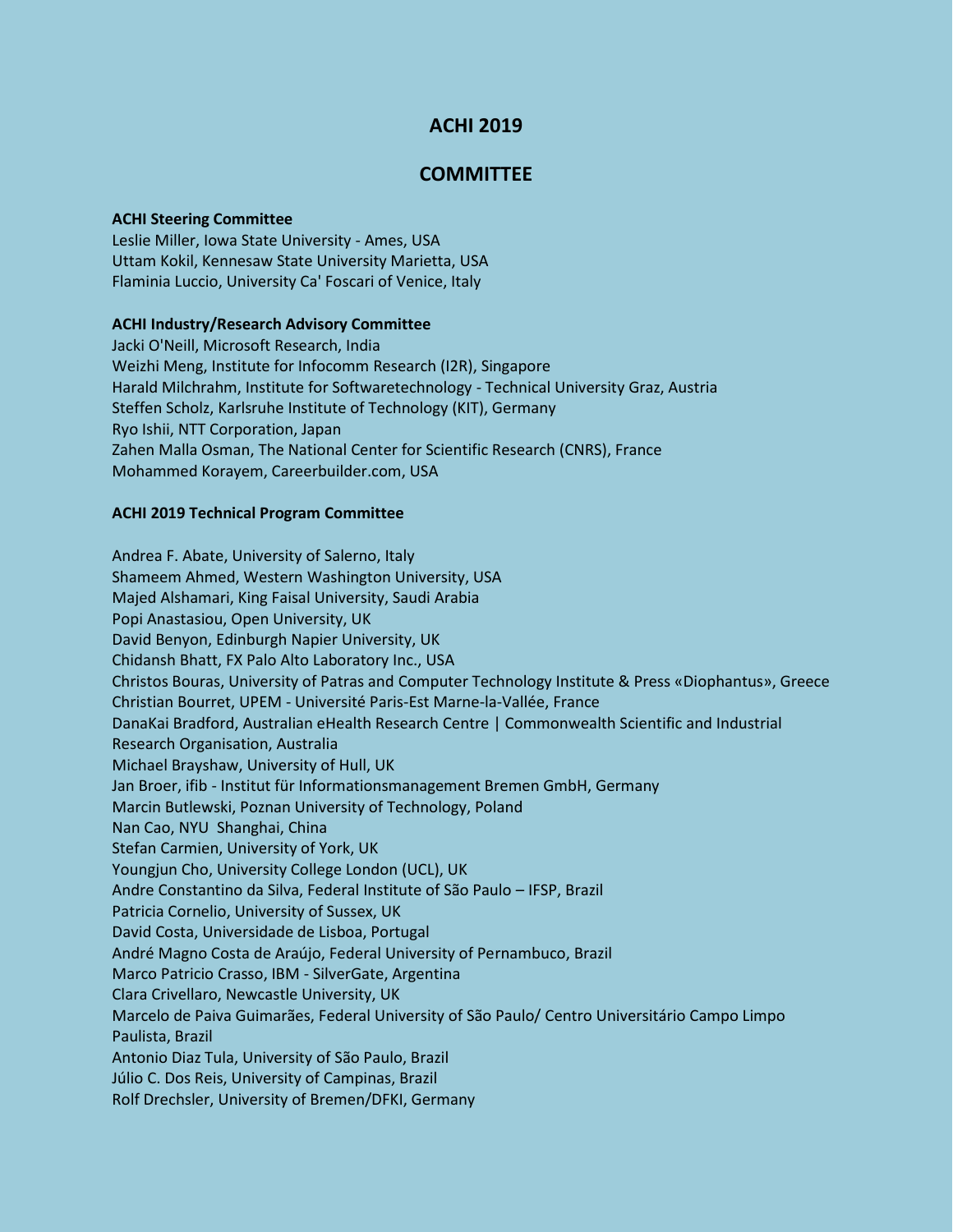# ACHI 2019

## COMMITTEE

**ACHI Steering Committee**

Leslie Miller, Iowa State University - Ames, USA
Uttam Kokil, Kennesaw State University Marietta, USA
Flaminia Luccio, University Ca' Foscari of Venice, Italy

**ACHI Industry/Research Advisory Committee**

Jacki O'Neill, Microsoft Research, India
Weizhi Meng, Institute for Infocomm Research (I2R), Singapore
Harald Milchrahm, Institute for Softwaretechnology - Technical University Graz, Austria
Steffen Scholz, Karlsruhe Institute of Technology (KIT), Germany
Ryo Ishii, NTT Corporation, Japan
Zahen Malla Osman, The National Center for Scientific Research (CNRS), France
Mohammed Korayem, Careerbuilder.com, USA

**ACHI 2019 Technical Program Committee**

Andrea F. Abate, University of Salerno, Italy
Shameem Ahmed, Western Washington University, USA
Majed Alshamari, King Faisal University, Saudi Arabia
Popi Anastasiou, Open University, UK
David Benyon, Edinburgh Napier University, UK
Chidansh Bhatt, FX Palo Alto Laboratory Inc., USA
Christos Bouras, University of Patras and Computer Technology Institute & Press «Diophantus», Greece
Christian Bourret, UPEM - Université Paris-Est Marne-la-Vallée, France
DanaKai Bradford, Australian eHealth Research Centre | Commonwealth Scientific and Industrial Research Organisation, Australia
Michael Brayshaw, University of Hull, UK
Jan Broer, ifib - Institut für Informationsmanagement Bremen GmbH, Germany
Marcin Butlewski, Poznan University of Technology, Poland
Nan Cao, NYU Shanghai, China
Stefan Carmien, University of York, UK
Youngjun Cho, University College London (UCL), UK
Andre Constantino da Silva, Federal Institute of São Paulo – IFSP, Brazil
Patricia Cornelio, University of Sussex, UK
David Costa, Universidade de Lisboa, Portugal
André Magno Costa de Araújo, Federal University of Pernambuco, Brazil
Marco Patricio Crasso, IBM - SilverGate, Argentina
Clara Crivellaro, Newcastle University, UK
Marcelo de Paiva Guimarães, Federal University of São Paulo/ Centro Universitário Campo Limpo Paulista, Brazil
Antonio Diaz Tula, University of São Paulo, Brazil
Júlio C. Dos Reis, University of Campinas, Brazil
Rolf Drechsler, University of Bremen/DFKI, Germany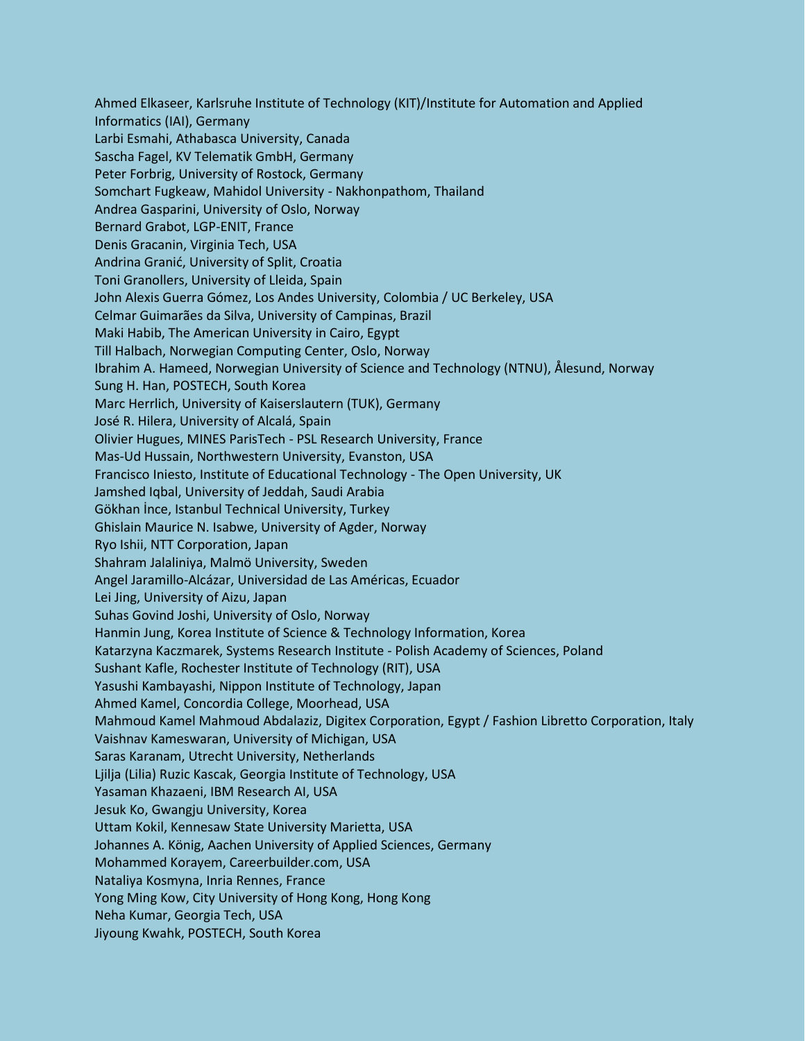Ahmed Elkaseer, Karlsruhe Institute of Technology (KIT)/Institute for Automation and Applied Informatics (IAI), Germany
Larbi Esmahi, Athabasca University, Canada
Sascha Fagel, KV Telematik GmbH, Germany
Peter Forbrig, University of Rostock, Germany
Somchart Fugkeaw, Mahidol University - Nakhonpathom, Thailand
Andrea Gasparini, University of Oslo, Norway
Bernard Grabot, LGP-ENIT, France
Denis Gracanin, Virginia Tech, USA
Andrina Granić, University of Split, Croatia
Toni Granollers, University of Lleida, Spain
John Alexis Guerra Gómez, Los Andes University, Colombia / UC Berkeley, USA
Celmar Guimarães da Silva, University of Campinas, Brazil
Maki Habib, The American University in Cairo, Egypt
Till Halbach, Norwegian Computing Center, Oslo, Norway
Ibrahim A. Hameed, Norwegian University of Science and Technology (NTNU), Ålesund, Norway
Sung H. Han, POSTECH, South Korea
Marc Herrlich, University of Kaiserslautern (TUK), Germany
José R. Hilera, University of Alcalá, Spain
Olivier Hugues, MINES ParisTech - PSL Research University, France
Mas-Ud Hussain, Northwestern University, Evanston, USA
Francisco Iniesto, Institute of Educational Technology - The Open University, UK
Jamshed Iqbal, University of Jeddah, Saudi Arabia
Gökhan İnce, Istanbul Technical University, Turkey
Ghislain Maurice N. Isabwe, University of Agder, Norway
Ryo Ishii, NTT Corporation, Japan
Shahram Jalaliniya, Malmö University, Sweden
Angel Jaramillo-Alcázar, Universidad de Las Américas, Ecuador
Lei Jing, University of Aizu, Japan
Suhas Govind Joshi, University of Oslo, Norway
Hanmin Jung, Korea Institute of Science & Technology Information, Korea
Katarzyna Kaczmarek, Systems Research Institute - Polish Academy of Sciences, Poland
Sushant Kafle, Rochester Institute of Technology (RIT), USA
Yasushi Kambayashi, Nippon Institute of Technology, Japan
Ahmed Kamel, Concordia College, Moorhead, USA
Mahmoud Kamel Mahmoud Abdalaziz, Digitex Corporation, Egypt / Fashion Libretto Corporation, Italy
Vaishnav Kameswaran, University of Michigan, USA
Saras Karanam, Utrecht University, Netherlands
Ljilja (Lilia) Ruzic Kascak, Georgia Institute of Technology, USA
Yasaman Khazaeni, IBM Research AI, USA
Jesuk Ko, Gwangju University, Korea
Uttam Kokil, Kennesaw State University Marietta, USA
Johannes A. König, Aachen University of Applied Sciences, Germany
Mohammed Korayem, Careerbuilder.com, USA
Nataliya Kosmyna, Inria Rennes, France
Yong Ming Kow, City University of Hong Kong, Hong Kong
Neha Kumar, Georgia Tech, USA
Jiyoung Kwahk, POSTECH, South Korea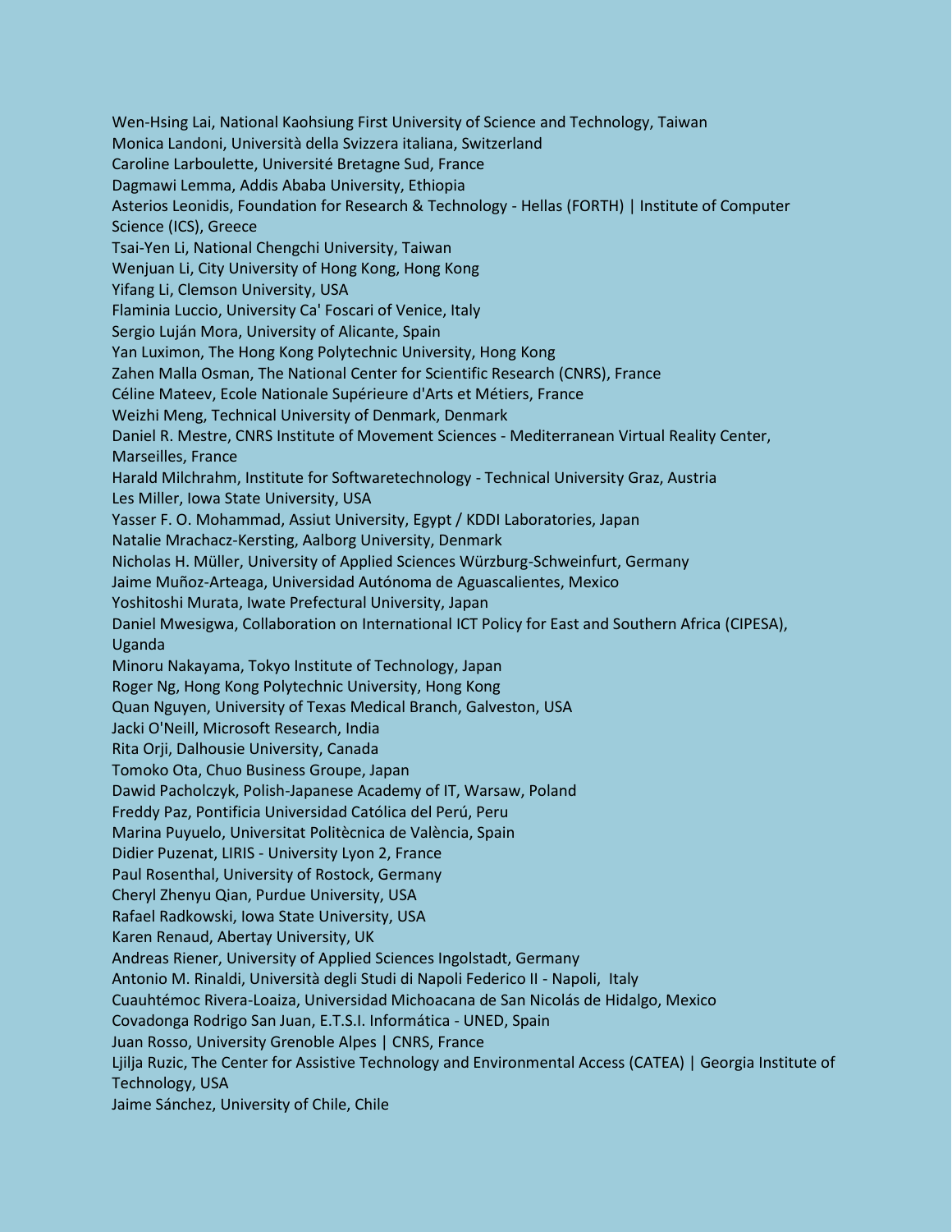Wen-Hsing Lai, National Kaohsiung First University of Science and Technology, Taiwan
Monica Landoni, Università della Svizzera italiana, Switzerland
Caroline Larboulette, Université Bretagne Sud, France
Dagmawi Lemma, Addis Ababa University, Ethiopia
Asterios Leonidis, Foundation for Research & Technology - Hellas (FORTH) | Institute of Computer Science (ICS), Greece
Tsai-Yen Li, National Chengchi University, Taiwan
Wenjuan Li, City University of Hong Kong, Hong Kong
Yifang Li, Clemson University, USA
Flaminia Luccio, University Ca' Foscari of Venice, Italy
Sergio Luján Mora, University of Alicante, Spain
Yan Luximon, The Hong Kong Polytechnic University, Hong Kong
Zahen Malla Osman, The National Center for Scientific Research (CNRS), France
Céline Mateev, Ecole Nationale Supérieure d'Arts et Métiers, France
Weizhi Meng, Technical University of Denmark, Denmark
Daniel R. Mestre, CNRS Institute of Movement Sciences - Mediterranean Virtual Reality Center, Marseilles, France
Harald Milchrahm, Institute for Softwaretechnology - Technical University Graz, Austria
Les Miller, Iowa State University, USA
Yasser F. O. Mohammad, Assiut University, Egypt / KDDI Laboratories, Japan
Natalie Mrachacz-Kersting, Aalborg University, Denmark
Nicholas H. Müller, University of Applied Sciences Würzburg-Schweinfurt, Germany
Jaime Muñoz-Arteaga, Universidad Autónoma de Aguascalientes, Mexico
Yoshitoshi Murata, Iwate Prefectural University, Japan
Daniel Mwesigwa, Collaboration on International ICT Policy for East and Southern Africa (CIPESA), Uganda
Minoru Nakayama, Tokyo Institute of Technology, Japan
Roger Ng, Hong Kong Polytechnic University, Hong Kong
Quan Nguyen, University of Texas Medical Branch, Galveston, USA
Jacki O'Neill, Microsoft Research, India
Rita Orji, Dalhousie University, Canada
Tomoko Ota, Chuo Business Groupe, Japan
Dawid Pacholczyk, Polish-Japanese Academy of IT, Warsaw, Poland
Freddy Paz, Pontificia Universidad Católica del Perú, Peru
Marina Puyuelo, Universitat Politècnica de València, Spain
Didier Puzenat, LIRIS - University Lyon 2, France
Paul Rosenthal, University of Rostock, Germany
Cheryl Zhenyu Qian, Purdue University, USA
Rafael Radkowski, Iowa State University, USA
Karen Renaud, Abertay University, UK
Andreas Riener, University of Applied Sciences Ingolstadt, Germany
Antonio M. Rinaldi, Università degli Studi di Napoli Federico II - Napoli, Italy
Cuauhtémoc Rivera-Loaiza, Universidad Michoacana de San Nicolás de Hidalgo, Mexico
Covadonga Rodrigo San Juan, E.T.S.I. Informática - UNED, Spain
Juan Rosso, University Grenoble Alpes | CNRS, France
Ljilja Ruzic, The Center for Assistive Technology and Environmental Access (CATEA) | Georgia Institute of Technology, USA
Jaime Sánchez, University of Chile, Chile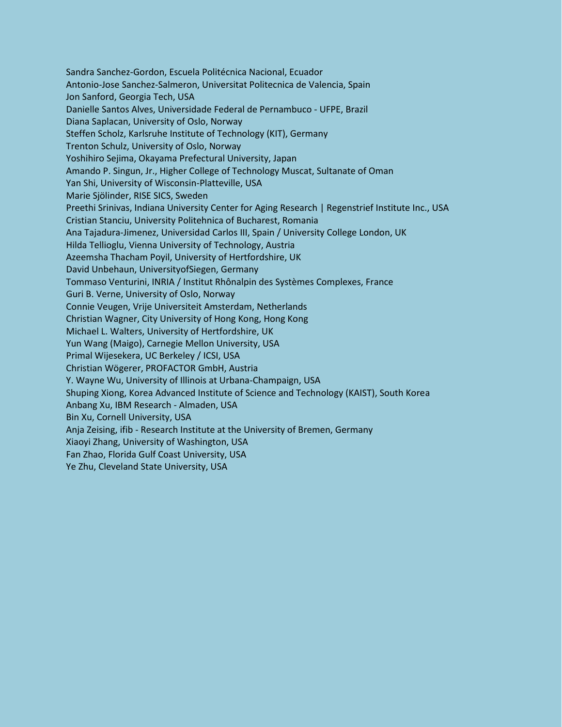Sandra Sanchez-Gordon, Escuela Politécnica Nacional, Ecuador
Antonio-Jose Sanchez-Salmeron, Universitat Politecnica de Valencia, Spain
Jon Sanford, Georgia Tech, USA
Danielle Santos Alves, Universidade Federal de Pernambuco - UFPE, Brazil
Diana Saplacan, University of Oslo, Norway
Steffen Scholz, Karlsruhe Institute of Technology (KIT), Germany
Trenton Schulz, University of Oslo, Norway
Yoshihiro Sejima, Okayama Prefectural University, Japan
Amando P. Singun, Jr., Higher College of Technology Muscat, Sultanate of Oman
Yan Shi, University of Wisconsin-Platteville, USA
Marie Sjölinder, RISE SICS, Sweden
Preethi Srinivas, Indiana University Center for Aging Research | Regenstrief Institute Inc., USA
Cristian Stanciu, University Politehnica of Bucharest, Romania
Ana Tajadura-Jimenez, Universidad Carlos III, Spain / University College London, UK
Hilda Tellioglu, Vienna University of Technology, Austria
Azeemsha Thacham Poyil, University of Hertfordshire, UK
David Unbehaun, UniversityofSiegen, Germany
Tommaso Venturini, INRIA / Institut Rhônalpin des Systèmes Complexes, France
Guri B. Verne, University of Oslo, Norway
Connie Veugen, Vrije Universiteit Amsterdam, Netherlands
Christian Wagner, City University of Hong Kong, Hong Kong
Michael L. Walters, University of Hertfordshire, UK
Yun Wang (Maigo), Carnegie Mellon University, USA
Primal Wijesekera, UC Berkeley / ICSI, USA
Christian Wögerer, PROFACTOR GmbH, Austria
Y. Wayne Wu, University of Illinois at Urbana-Champaign, USA
Shuping Xiong, Korea Advanced Institute of Science and Technology (KAIST), South Korea
Anbang Xu, IBM Research - Almaden, USA
Bin Xu, Cornell University, USA
Anja Zeising, ifib - Research Institute at the University of Bremen, Germany
Xiaoyi Zhang, University of Washington, USA
Fan Zhao, Florida Gulf Coast University, USA
Ye Zhu, Cleveland State University, USA